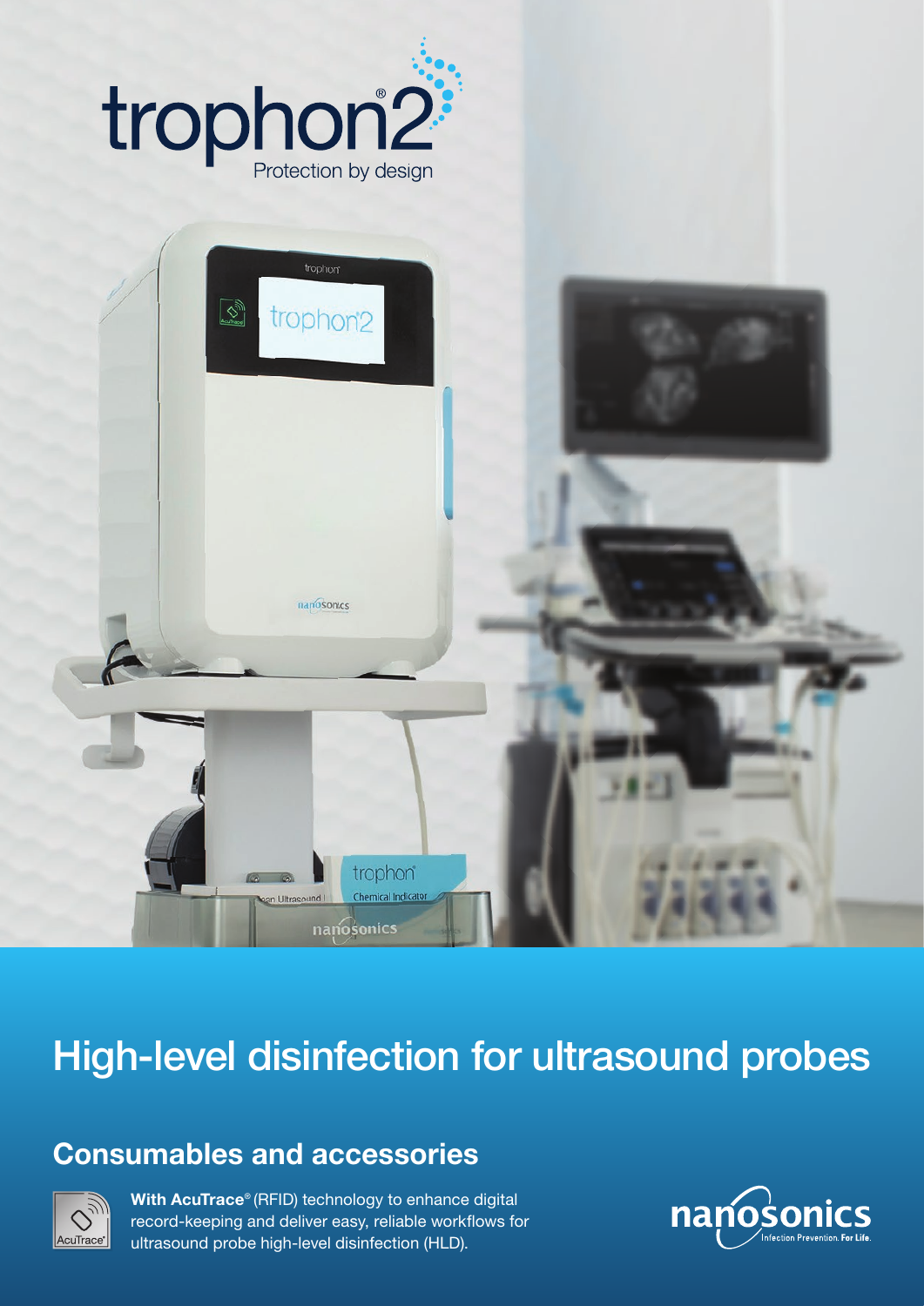# trophon®2

Protection by design

## High-level disinfection for ultrasound probes

### Consumables and accessories

**With AcuTrace®** (RFID) technology to enhance digital record-keeping and deliver easy, reliable workflows for ultrasound probe high-level disinfection (HLD).

nanosonics

Infection Prevention. For Life.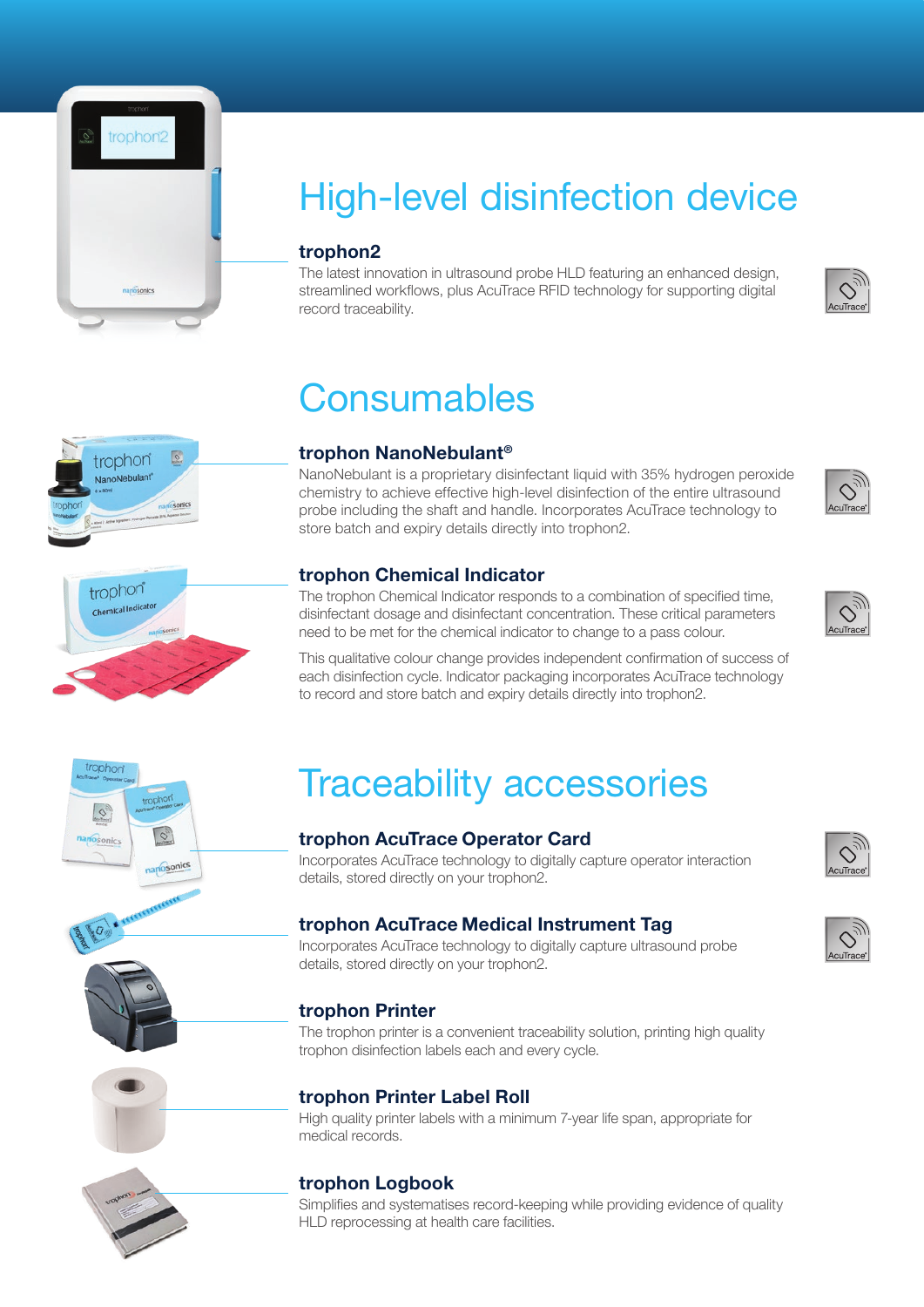# High-level disinfection device

### trophon2

The latest innovation in ultrasound probe HLD featuring an enhanced design, streamlined workflows, plus AcuTrace RFID technology for supporting digital record traceability.

# Consumables

### trophon NanoNebulant®

NanoNebulant is a proprietary disinfectant liquid with 35% hydrogen peroxide chemistry to achieve effective high-level disinfection of the entire ultrasound probe including the shaft and handle. Incorporates AcuTrace technology to store batch and expiry details directly into trophon2.

### trophon Chemical Indicator

The trophon Chemical Indicator responds to a combination of specified time, disinfectant dosage and disinfectant concentration. These critical parameters need to be met for the chemical indicator to change to a pass colour.

This qualitative colour change provides independent confirmation of success of each disinfection cycle. Indicator packaging incorporates AcuTrace technology to record and store batch and expiry details directly into trophon2.

# Traceability accessories

### trophon AcuTrace Operator Card

Incorporates AcuTrace technology to digitally capture operator interaction details, stored directly on your trophon2.

### trophon AcuTrace Medical Instrument Tag

Incorporates AcuTrace technology to digitally capture ultrasound probe details, stored directly on your trophon2.

### trophon Printer

The trophon printer is a convenient traceability solution, printing high quality trophon disinfection labels each and every cycle.

### trophon Printer Label Roll

High quality printer labels with a minimum 7-year life span, appropriate for medical records.

### trophon Logbook

Simplifies and systematises record-keeping while providing evidence of quality HLD reprocessing at health care facilities.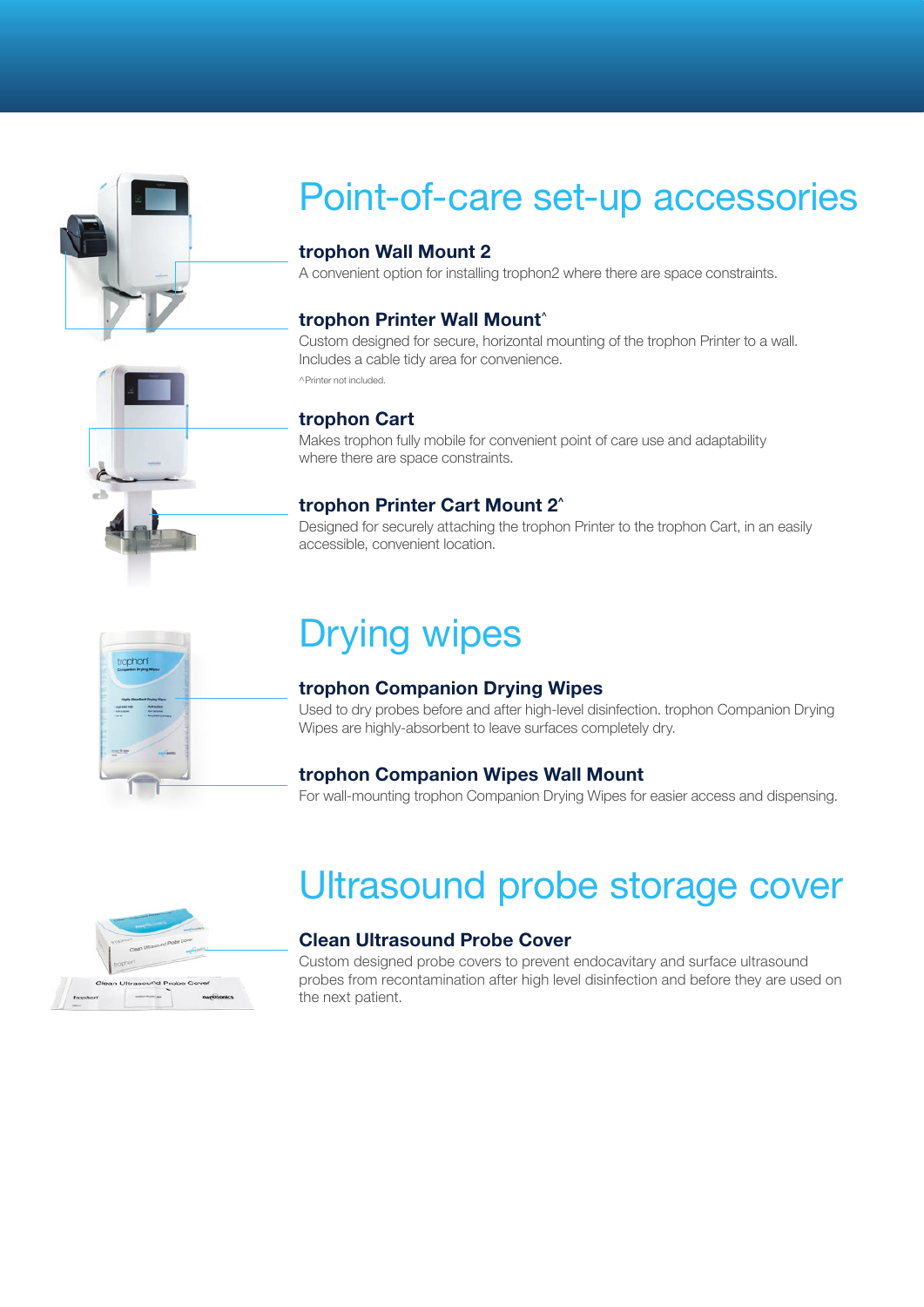# Point-of-care set-up accessories

### trophon Wall Mount 2

A convenient option for installing trophon2 where there are space constraints.

### trophon Printer Wall Mount^

Custom designed for secure, horizontal mounting of the trophon Printer to a wall. Includes a cable tidy area for convenience.

^Printer not included.

### trophon Cart

Makes trophon fully mobile for convenient point of care use and adaptability where there are space constraints.

### trophon Printer Cart Mount 2^

Designed for securely attaching the trophon Printer to the trophon Cart, in an easily accessible, convenient location.

# Drying wipes

### trophon Companion Drying Wipes

Used to dry probes before and after high-level disinfection. trophon Companion Drying Wipes are highly-absorbent to leave surfaces completely dry.

### trophon Companion Wipes Wall Mount

For wall-mounting trophon Companion Drying Wipes for easier access and dispensing.

# Ultrasound probe storage cover

### Clean Ultrasound Probe Cover

Custom designed probe covers to prevent endocavitary and surface ultrasound probes from recontamination after high level disinfection and before they are used on the next patient.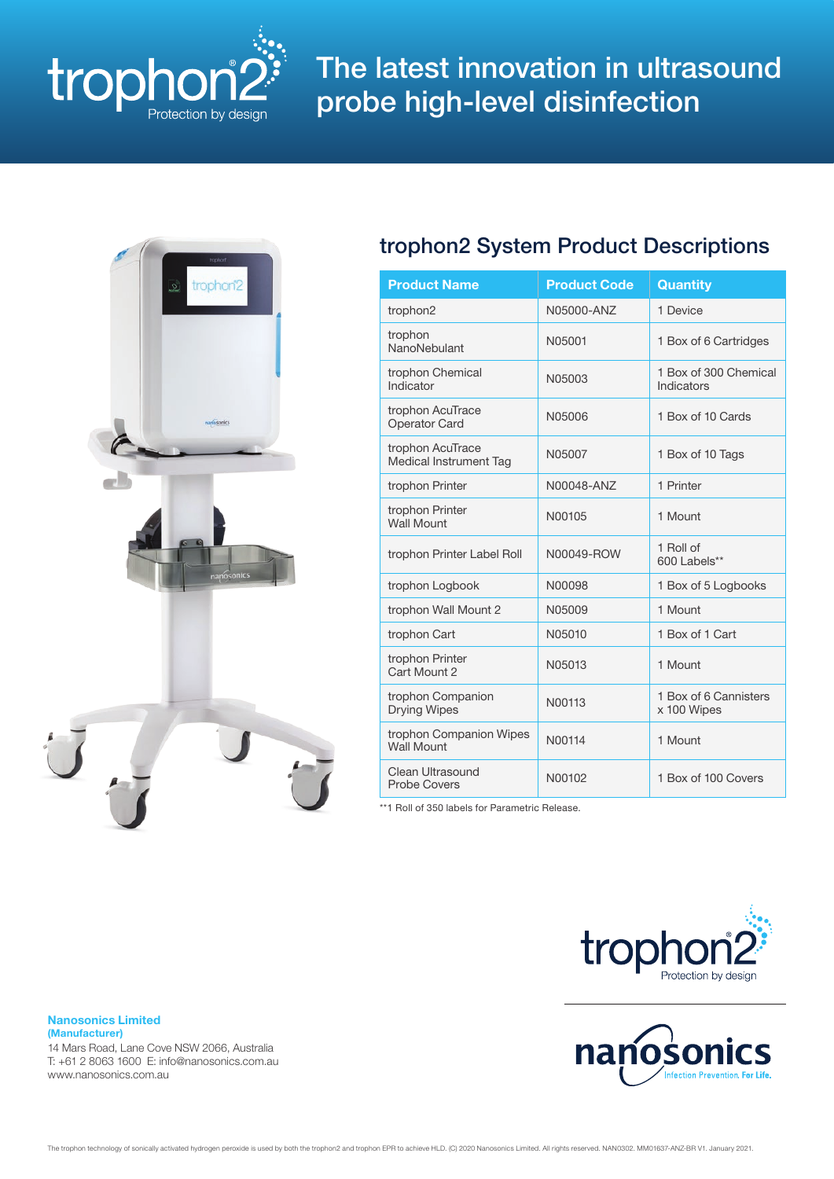trophon2® Protection by design

# The latest innovation in ultrasound probe high-level disinfection

## trophon2 System Product Descriptions

| Product Name | Product Code | Quantity |
|---|---|---|
| trophon2 | N05000-ANZ | 1 Device |
| trophon NanoNebulant | N05001 | 1 Box of 6 Cartridges |
| trophon Chemical Indicator | N05003 | 1 Box of 300 Chemical Indicators |
| trophon AcuTrace Operator Card | N05006 | 1 Box of 10 Cards |
| trophon AcuTrace Medical Instrument Tag | N05007 | 1 Box of 10 Tags |
| trophon Printer | N00048-ANZ | 1 Printer |
| trophon Printer Wall Mount | N00105 | 1 Mount |
| trophon Printer Label Roll | N00049-ROW | 1 Roll of 600 Labels** |
| trophon Logbook | N00098 | 1 Box of 5 Logbooks |
| trophon Wall Mount 2 | N05009 | 1 Mount |
| trophon Cart | N05010 | 1 Box of 1 Cart |
| trophon Printer Cart Mount 2 | N05013 | 1 Mount |
| trophon Companion Drying Wipes | N00113 | 1 Box of 6 Cannisters x 100 Wipes |
| trophon Companion Wipes Wall Mount | N00114 | 1 Mount |
| Clean Ultrasound Probe Covers | N00102 | 1 Box of 100 Covers |

**1 Roll of 350 labels for Parametric Release.

trophon2 Protection by design

nanosonics Infection Prevention. For Life.

**Nanosonics Limited**
**(Manufacturer)**
14 Mars Road, Lane Cove NSW 2066, Australia
T: +61 2 8063 1600 E: info@nanosonics.com.au
www.nanosonics.com.au

The trophon technology of sonically activated hydrogen peroxide is used by both the trophon2 and trophon EPR to achieve HLD. (C) 2020 Nanosonics Limited. All rights reserved. NAN0302. MM01637-ANZ-BR V1. January 2021.